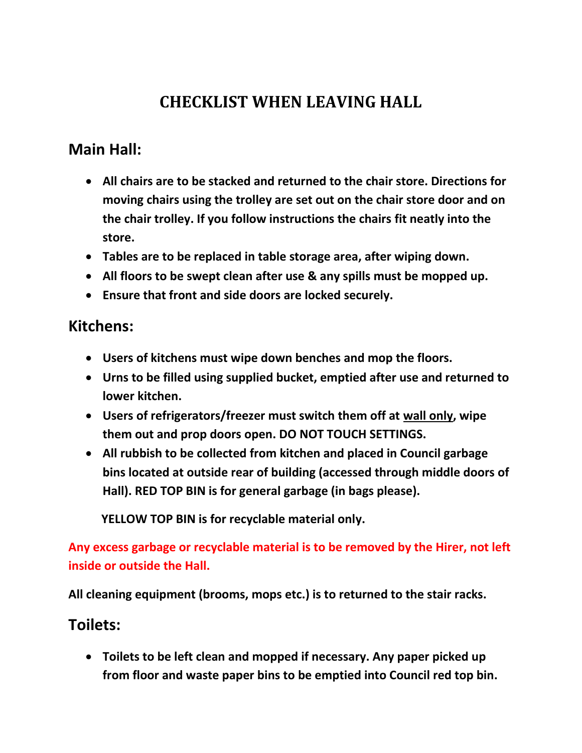# CHECKLIST WHEN LEAVING HALL

## Main Hall:

- **All chairs are to be stacked and returned to the chair store. Directions for moving chairs using the trolley are set out on the chair store door and on the chair trolley. If you follow instructions the chairs fit neatly into the store.**
- **Tables are to be replaced in table storage area, after wiping down.**
- **All floors to be swept clean after use & any spills must be mopped up.**
- **Ensure that front and side doors are locked securely.**

## Kitchens:

- **Users of kitchens must wipe down benches and mop the floors.**
- **Urns to be filled using supplied bucket, emptied after use and returned to lower kitchen.**
- **Users of refrigerators/freezer must switch them off at <u>wall only</u>, wipe them out and prop doors open. DO NOT TOUCH SETTINGS.**
- **All rubbish to be collected from kitchen and placed in Council garbage bins located at outside rear of building (accessed through middle doors of Hall). RED TOP BIN is for general garbage (in bags please).**

  **YELLOW TOP BIN is for recyclable material only.**

**Any excess garbage or recyclable material is to be removed by the Hirer, not left inside or outside the Hall.**

**All cleaning equipment (brooms, mops etc.) is to returned to the stair racks.**

## Toilets:

- **Toilets to be left clean and mopped if necessary. Any paper picked up from floor and waste paper bins to be emptied into Council red top bin.**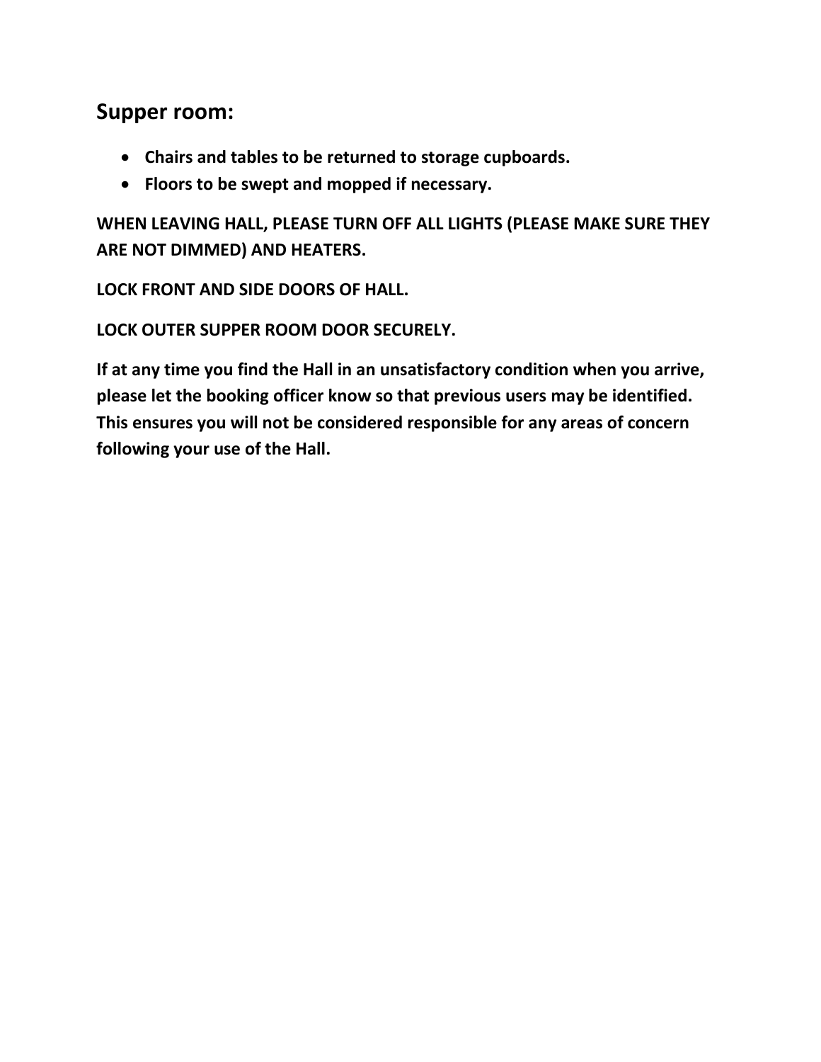## Supper room:

- **Chairs and tables to be returned to storage cupboards.**
- **Floors to be swept and mopped if necessary.**

**WHEN LEAVING HALL, PLEASE TURN OFF ALL LIGHTS (PLEASE MAKE SURE THEY ARE NOT DIMMED) AND HEATERS.**

**LOCK FRONT AND SIDE DOORS OF HALL.**

**LOCK OUTER SUPPER ROOM DOOR SECURELY.**

**If at any time you find the Hall in an unsatisfactory condition when you arrive, please let the booking officer know so that previous users may be identified. This ensures you will not be considered responsible for any areas of concern following your use of the Hall.**